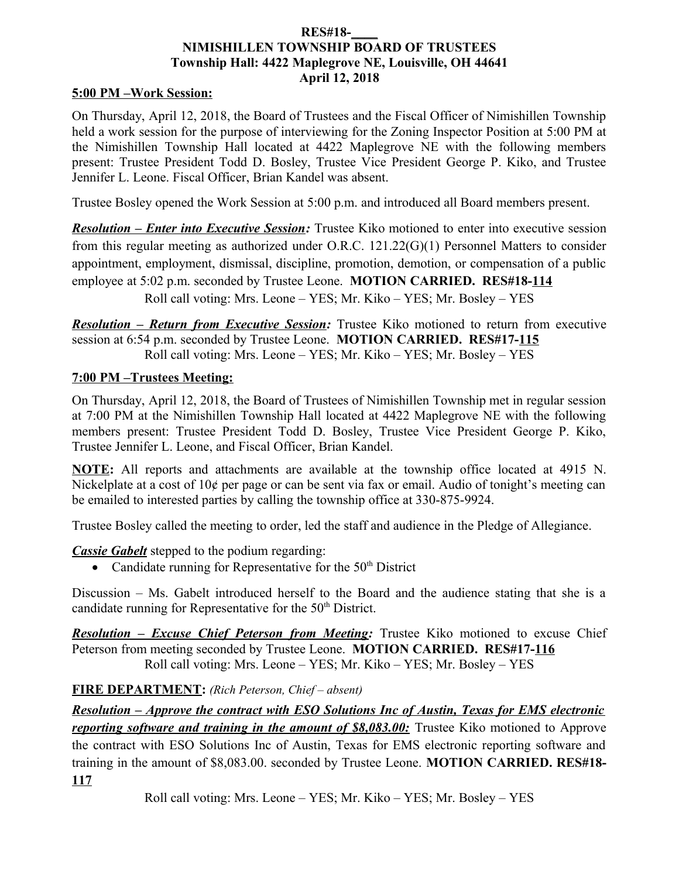**RES#18-____**
**NIMISHILLEN TOWNSHIP BOARD OF TRUSTEES**
**Township Hall: 4422 Maplegrove NE, Louisville, OH 44641**
**April 12, 2018**

**5:00 PM –Work Session:**

On Thursday, April 12, 2018, the Board of Trustees and the Fiscal Officer of Nimishillen Township held a work session for the purpose of interviewing for the Zoning Inspector Position at 5:00 PM at the Nimishillen Township Hall located at 4422 Maplegrove NE with the following members present: Trustee President Todd D. Bosley, Trustee Vice President George P. Kiko, and Trustee Jennifer L. Leone. Fiscal Officer, Brian Kandel was absent.

Trustee Bosley opened the Work Session at 5:00 p.m. and introduced all Board members present.

***Resolution – Enter into Executive Session:*** Trustee Kiko motioned to enter into executive session from this regular meeting as authorized under O.R.C. 121.22(G)(1) Personnel Matters to consider appointment, employment, dismissal, discipline, promotion, demotion, or compensation of a public employee at 5:02 p.m. seconded by Trustee Leone. **MOTION CARRIED. RES#18-114**

Roll call voting: Mrs. Leone – YES; Mr. Kiko – YES; Mr. Bosley – YES

***Resolution – Return from Executive Session:*** Trustee Kiko motioned to return from executive session at 6:54 p.m. seconded by Trustee Leone. **MOTION CARRIED. RES#17-115**

Roll call voting: Mrs. Leone – YES; Mr. Kiko – YES; Mr. Bosley – YES

**7:00 PM –Trustees Meeting:**

On Thursday, April 12, 2018, the Board of Trustees of Nimishillen Township met in regular session at 7:00 PM at the Nimishillen Township Hall located at 4422 Maplegrove NE with the following members present: Trustee President Todd D. Bosley, Trustee Vice President George P. Kiko, Trustee Jennifer L. Leone, and Fiscal Officer, Brian Kandel.

**NOTE:** All reports and attachments are available at the township office located at 4915 N. Nickelplate at a cost of 10¢ per page or can be sent via fax or email. Audio of tonight's meeting can be emailed to interested parties by calling the township office at 330-875-9924.

Trustee Bosley called the meeting to order, led the staff and audience in the Pledge of Allegiance.

***Cassie Gabelt*** stepped to the podium regarding:

- Candidate running for Representative for the 50th District

Discussion – Ms. Gabelt introduced herself to the Board and the audience stating that she is a candidate running for Representative for the 50th District.

***Resolution – Excuse Chief Peterson from Meeting:*** Trustee Kiko motioned to excuse Chief Peterson from meeting seconded by Trustee Leone. **MOTION CARRIED. RES#17-116**

Roll call voting: Mrs. Leone – YES; Mr. Kiko – YES; Mr. Bosley – YES

**FIRE DEPARTMENT:** *(Rich Peterson, Chief – absent)*

***Resolution – Approve the contract with ESO Solutions Inc of Austin, Texas for EMS electronic reporting software and training in the amount of $8,083.00:*** Trustee Kiko motioned to Approve the contract with ESO Solutions Inc of Austin, Texas for EMS electronic reporting software and training in the amount of $8,083.00. seconded by Trustee Leone. **MOTION CARRIED. RES#18-117**

Roll call voting: Mrs. Leone – YES; Mr. Kiko – YES; Mr. Bosley – YES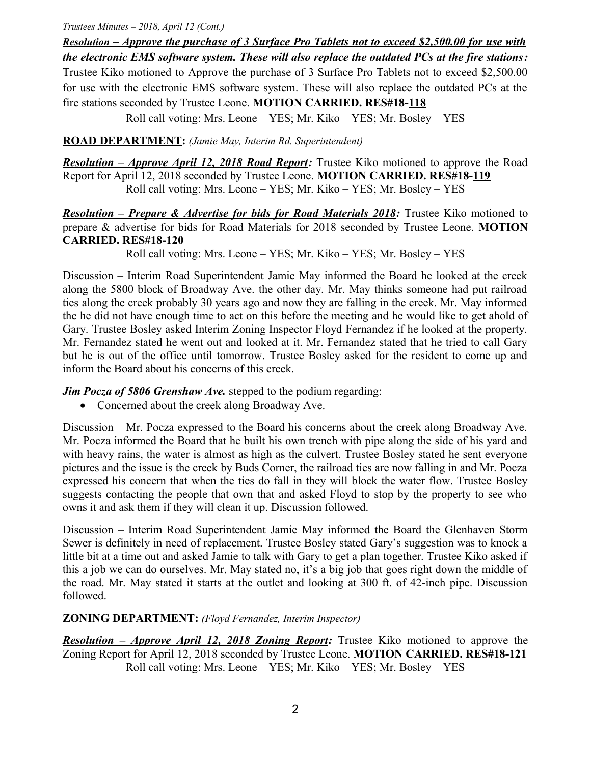***Resolution – Approve the purchase of 3 Surface Pro Tablets not to exceed $2,500.00 for use with the electronic EMS software system. These will also replace the outdated PCs at the fire stations:*** Trustee Kiko motioned to Approve the purchase of 3 Surface Pro Tablets not to exceed $2,500.00 for use with the electronic EMS software system. These will also replace the outdated PCs at the fire stations seconded by Trustee Leone. **MOTION CARRIED. RES#18-118**

Roll call voting: Mrs. Leone – YES; Mr. Kiko – YES; Mr. Bosley – YES

## ROAD DEPARTMENT: *(Jamie May, Interim Rd. Superintendent)*

***Resolution – Approve April 12, 2018 Road Report:*** Trustee Kiko motioned to approve the Road Report for April 12, 2018 seconded by Trustee Leone. **MOTION CARRIED. RES#18-119**

Roll call voting: Mrs. Leone – YES; Mr. Kiko – YES; Mr. Bosley – YES

***Resolution – Prepare & Advertise for bids for Road Materials 2018:*** Trustee Kiko motioned to prepare & advertise for bids for Road Materials for 2018 seconded by Trustee Leone. **MOTION CARRIED. RES#18-120**

Roll call voting: Mrs. Leone – YES; Mr. Kiko – YES; Mr. Bosley – YES

Discussion – Interim Road Superintendent Jamie May informed the Board he looked at the creek along the 5800 block of Broadway Ave. the other day. Mr. May thinks someone had put railroad ties along the creek probably 30 years ago and now they are falling in the creek. Mr. May informed the he did not have enough time to act on this before the meeting and he would like to get ahold of Gary. Trustee Bosley asked Interim Zoning Inspector Floyd Fernandez if he looked at the property. Mr. Fernandez stated he went out and looked at it. Mr. Fernandez stated that he tried to call Gary but he is out of the office until tomorrow. Trustee Bosley asked for the resident to come up and inform the Board about his concerns of this creek.

***Jim Pocza of 5806 Grenshaw Ave.*** stepped to the podium regarding:

- Concerned about the creek along Broadway Ave.

Discussion – Mr. Pocza expressed to the Board his concerns about the creek along Broadway Ave. Mr. Pocza informed the Board that he built his own trench with pipe along the side of his yard and with heavy rains, the water is almost as high as the culvert. Trustee Bosley stated he sent everyone pictures and the issue is the creek by Buds Corner, the railroad ties are now falling in and Mr. Pocza expressed his concern that when the ties do fall in they will block the water flow. Trustee Bosley suggests contacting the people that own that and asked Floyd to stop by the property to see who owns it and ask them if they will clean it up. Discussion followed.

Discussion – Interim Road Superintendent Jamie May informed the Board the Glenhaven Storm Sewer is definitely in need of replacement. Trustee Bosley stated Gary's suggestion was to knock a little bit at a time out and asked Jamie to talk with Gary to get a plan together. Trustee Kiko asked if this a job we can do ourselves. Mr. May stated no, it's a big job that goes right down the middle of the road. Mr. May stated it starts at the outlet and looking at 300 ft. of 42-inch pipe. Discussion followed.

## ZONING DEPARTMENT: *(Floyd Fernandez, Interim Inspector)*

***Resolution – Approve April 12, 2018 Zoning Report:*** Trustee Kiko motioned to approve the Zoning Report for April 12, 2018 seconded by Trustee Leone. **MOTION CARRIED. RES#18-121**

Roll call voting: Mrs. Leone – YES; Mr. Kiko – YES; Mr. Bosley – YES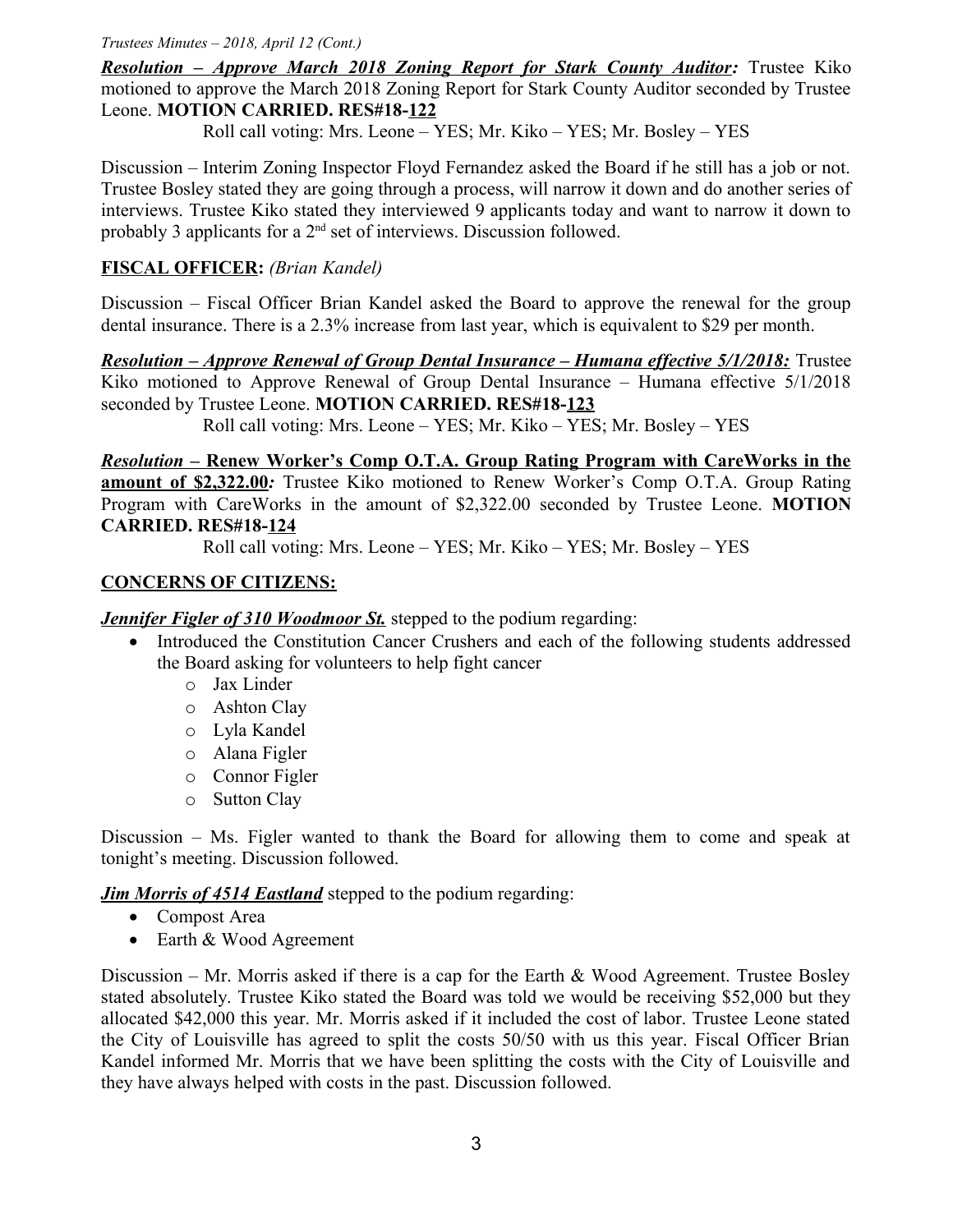***Resolution – Approve March 2018 Zoning Report for Stark County Auditor:*** Trustee Kiko motioned to approve the March 2018 Zoning Report for Stark County Auditor seconded by Trustee Leone. **MOTION CARRIED. RES#18-122**

Roll call voting: Mrs. Leone – YES; Mr. Kiko – YES; Mr. Bosley – YES

Discussion – Interim Zoning Inspector Floyd Fernandez asked the Board if he still has a job or not. Trustee Bosley stated they are going through a process, will narrow it down and do another series of interviews. Trustee Kiko stated they interviewed 9 applicants today and want to narrow it down to probably 3 applicants for a 2nd set of interviews. Discussion followed.

**FISCAL OFFICER:** *(Brian Kandel)*

Discussion – Fiscal Officer Brian Kandel asked the Board to approve the renewal for the group dental insurance. There is a 2.3% increase from last year, which is equivalent to $29 per month.

***Resolution – Approve Renewal of Group Dental Insurance – Humana effective 5/1/2018:*** Trustee Kiko motioned to Approve Renewal of Group Dental Insurance – Humana effective 5/1/2018 seconded by Trustee Leone. **MOTION CARRIED. RES#18-123**

Roll call voting: Mrs. Leone – YES; Mr. Kiko – YES; Mr. Bosley – YES

***Resolution* – Renew Worker's Comp O.T.A. Group Rating Program with CareWorks in the amount of $2,322.00*:*** Trustee Kiko motioned to Renew Worker's Comp O.T.A. Group Rating Program with CareWorks in the amount of $2,322.00 seconded by Trustee Leone. **MOTION CARRIED. RES#18-124**

Roll call voting: Mrs. Leone – YES; Mr. Kiko – YES; Mr. Bosley – YES

**CONCERNS OF CITIZENS:**

***Jennifer Figler of 310 Woodmoor St.*** stepped to the podium regarding:

- Introduced the Constitution Cancer Crushers and each of the following students addressed the Board asking for volunteers to help fight cancer
  - Jax Linder
  - Ashton Clay
  - Lyla Kandel
  - Alana Figler
  - Connor Figler
  - Sutton Clay

Discussion – Ms. Figler wanted to thank the Board for allowing them to come and speak at tonight's meeting. Discussion followed.

***Jim Morris of 4514 Eastland*** stepped to the podium regarding:

- Compost Area
- Earth & Wood Agreement

Discussion – Mr. Morris asked if there is a cap for the Earth & Wood Agreement. Trustee Bosley stated absolutely. Trustee Kiko stated the Board was told we would be receiving $52,000 but they allocated $42,000 this year. Mr. Morris asked if it included the cost of labor. Trustee Leone stated the City of Louisville has agreed to split the costs 50/50 with us this year. Fiscal Officer Brian Kandel informed Mr. Morris that we have been splitting the costs with the City of Louisville and they have always helped with costs in the past. Discussion followed.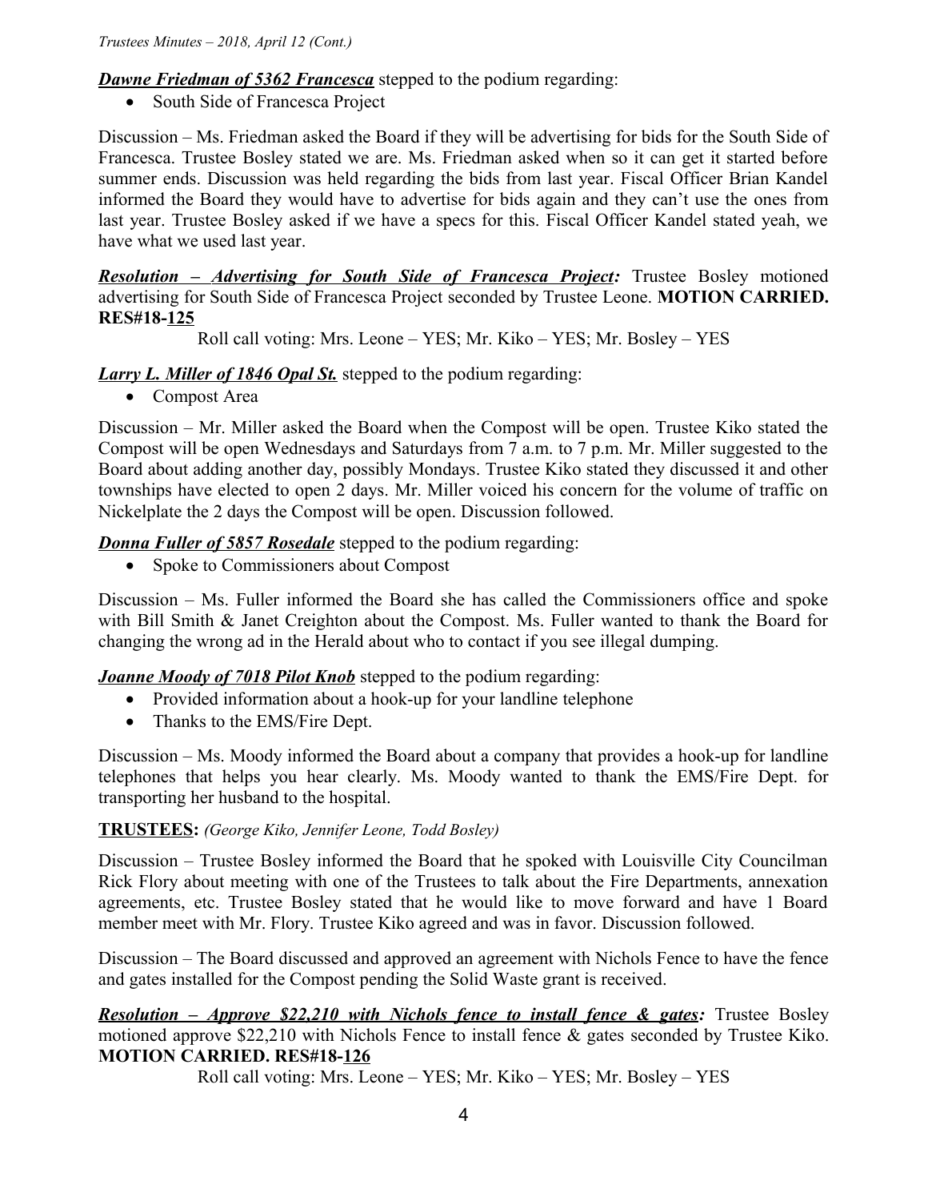***Dawne Friedman of 5362 Francesca*** stepped to the podium regarding:

- South Side of Francesca Project

Discussion – Ms. Friedman asked the Board if they will be advertising for bids for the South Side of Francesca. Trustee Bosley stated we are. Ms. Friedman asked when so it can get it started before summer ends. Discussion was held regarding the bids from last year. Fiscal Officer Brian Kandel informed the Board they would have to advertise for bids again and they can't use the ones from last year. Trustee Bosley asked if we have a specs for this. Fiscal Officer Kandel stated yeah, we have what we used last year.

***Resolution – Advertising for South Side of Francesca Project:*** Trustee Bosley motioned advertising for South Side of Francesca Project seconded by Trustee Leone. **MOTION CARRIED. RES#18-125**

Roll call voting: Mrs. Leone – YES; Mr. Kiko – YES; Mr. Bosley – YES

***Larry L. Miller of 1846 Opal St.*** stepped to the podium regarding:

- Compost Area

Discussion – Mr. Miller asked the Board when the Compost will be open. Trustee Kiko stated the Compost will be open Wednesdays and Saturdays from 7 a.m. to 7 p.m. Mr. Miller suggested to the Board about adding another day, possibly Mondays. Trustee Kiko stated they discussed it and other townships have elected to open 2 days. Mr. Miller voiced his concern for the volume of traffic on Nickelplate the 2 days the Compost will be open. Discussion followed.

***Donna Fuller of 5857 Rosedale*** stepped to the podium regarding:

- Spoke to Commissioners about Compost

Discussion – Ms. Fuller informed the Board she has called the Commissioners office and spoke with Bill Smith & Janet Creighton about the Compost. Ms. Fuller wanted to thank the Board for changing the wrong ad in the Herald about who to contact if you see illegal dumping.

***Joanne Moody of 7018 Pilot Knob*** stepped to the podium regarding:

- Provided information about a hook-up for your landline telephone
- Thanks to the EMS/Fire Dept.

Discussion – Ms. Moody informed the Board about a company that provides a hook-up for landline telephones that helps you hear clearly. Ms. Moody wanted to thank the EMS/Fire Dept. for transporting her husband to the hospital.

**TRUSTEES:** *(George Kiko, Jennifer Leone, Todd Bosley)*

Discussion – Trustee Bosley informed the Board that he spoked with Louisville City Councilman Rick Flory about meeting with one of the Trustees to talk about the Fire Departments, annexation agreements, etc. Trustee Bosley stated that he would like to move forward and have 1 Board member meet with Mr. Flory. Trustee Kiko agreed and was in favor. Discussion followed.

Discussion – The Board discussed and approved an agreement with Nichols Fence to have the fence and gates installed for the Compost pending the Solid Waste grant is received.

***Resolution – Approve $22,210 with Nichols fence to install fence & gates:*** Trustee Bosley motioned approve $22,210 with Nichols Fence to install fence & gates seconded by Trustee Kiko. **MOTION CARRIED. RES#18-126**

Roll call voting: Mrs. Leone – YES; Mr. Kiko – YES; Mr. Bosley – YES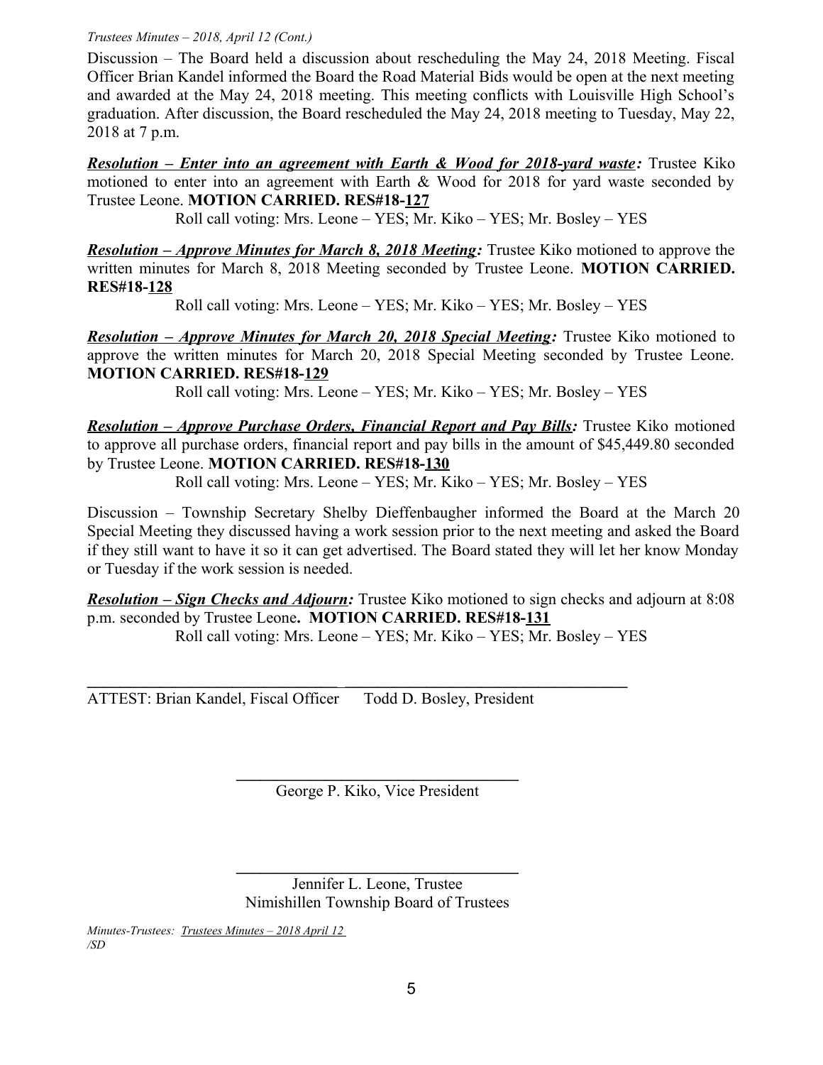Discussion – The Board held a discussion about rescheduling the May 24, 2018 Meeting. Fiscal Officer Brian Kandel informed the Board the Road Material Bids would be open at the next meeting and awarded at the May 24, 2018 meeting. This meeting conflicts with Louisville High School's graduation. After discussion, the Board rescheduled the May 24, 2018 meeting to Tuesday, May 22, 2018 at 7 p.m.

***Resolution – Enter into an agreement with Earth & Wood for 2018-yard waste:*** Trustee Kiko motioned to enter into an agreement with Earth & Wood for 2018 for yard waste seconded by Trustee Leone. **MOTION CARRIED. RES#18-127**

Roll call voting: Mrs. Leone – YES; Mr. Kiko – YES; Mr. Bosley – YES

***Resolution – Approve Minutes for March 8, 2018 Meeting:*** Trustee Kiko motioned to approve the written minutes for March 8, 2018 Meeting seconded by Trustee Leone. **MOTION CARRIED. RES#18-128**

Roll call voting: Mrs. Leone – YES; Mr. Kiko – YES; Mr. Bosley – YES

***Resolution – Approve Minutes for March 20, 2018 Special Meeting:*** Trustee Kiko motioned to approve the written minutes for March 20, 2018 Special Meeting seconded by Trustee Leone. **MOTION CARRIED. RES#18-129**

Roll call voting: Mrs. Leone – YES; Mr. Kiko – YES; Mr. Bosley – YES

***Resolution – Approve Purchase Orders, Financial Report and Pay Bills:*** Trustee Kiko motioned to approve all purchase orders, financial report and pay bills in the amount of $45,449.80 seconded by Trustee Leone. **MOTION CARRIED. RES#18-130**

Roll call voting: Mrs. Leone – YES; Mr. Kiko – YES; Mr. Bosley – YES

Discussion – Township Secretary Shelby Dieffenbaugher informed the Board at the March 20 Special Meeting they discussed having a work session prior to the next meeting and asked the Board if they still want to have it so it can get advertised. The Board stated they will let her know Monday or Tuesday if the work session is needed.

***Resolution – Sign Checks and Adjourn:*** Trustee Kiko motioned to sign checks and adjourn at 8:08 p.m. seconded by Trustee Leone**. MOTION CARRIED. RES#18-131**

Roll call voting: Mrs. Leone – YES; Mr. Kiko – YES; Mr. Bosley – YES

ATTEST: Brian Kandel, Fiscal Officer      Todd D. Bosley, President

George P. Kiko, Vice President

Jennifer L. Leone, Trustee
Nimishillen Township Board of Trustees

*Minutes-Trustees: Trustees Minutes – 2018 April 12*
*/SD*